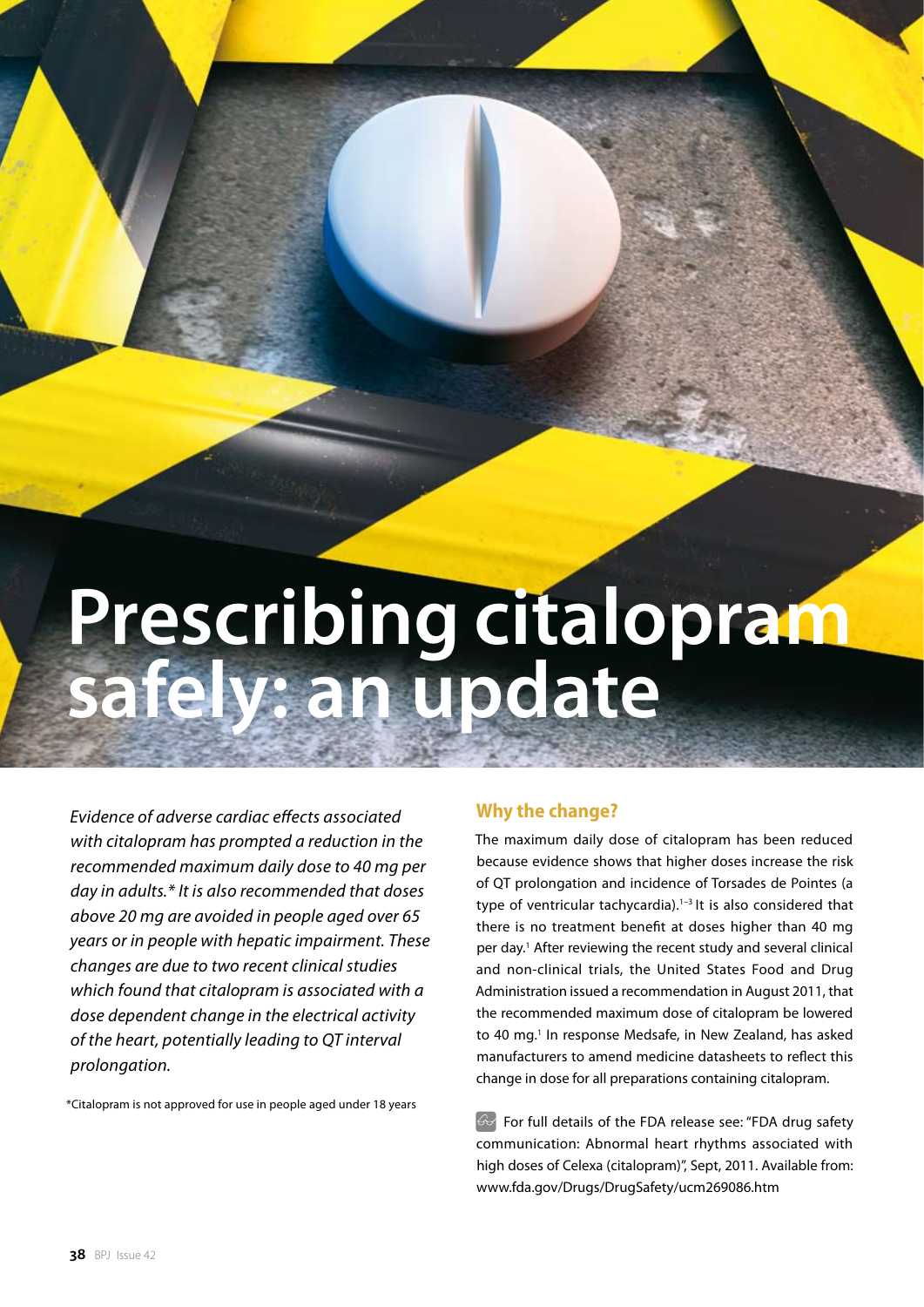# Prescribing citalopram safely: an update

*Evidence of adverse cardiac effects associated with citalopram has prompted a reduction in the recommended maximum daily dose to 40 mg per day in adults.\* It is also recommended that doses above 20 mg are avoided in people aged over 65 years or in people with hepatic impairment. These changes are due to two recent clinical studies which found that citalopram is associated with a dose dependent change in the electrical activity of the heart, potentially leading to QT interval prolongation.*

\*Citalopram is not approved for use in people aged under 18 years

## Why the change?

The maximum daily dose of citalopram has been reduced because evidence shows that higher doses increase the risk of QT prolongation and incidence of Torsades de Pointes (a type of ventricular tachycardia).[1–3] It is also considered that there is no treatment benefit at doses higher than 40 mg per day.[1] After reviewing the recent study and several clinical and non-clinical trials, the United States Food and Drug Administration issued a recommendation in August 2011, that the recommended maximum dose of citalopram be lowered to 40 mg.[1] In response Medsafe, in New Zealand, has asked manufacturers to amend medicine datasheets to reflect this change in dose for all preparations containing citalopram.

For full details of the FDA release see: "FDA drug safety communication: Abnormal heart rhythms associated with high doses of Celexa (citalopram)", Sept, 2011. Available from: www.fda.gov/Drugs/DrugSafety/ucm269086.htm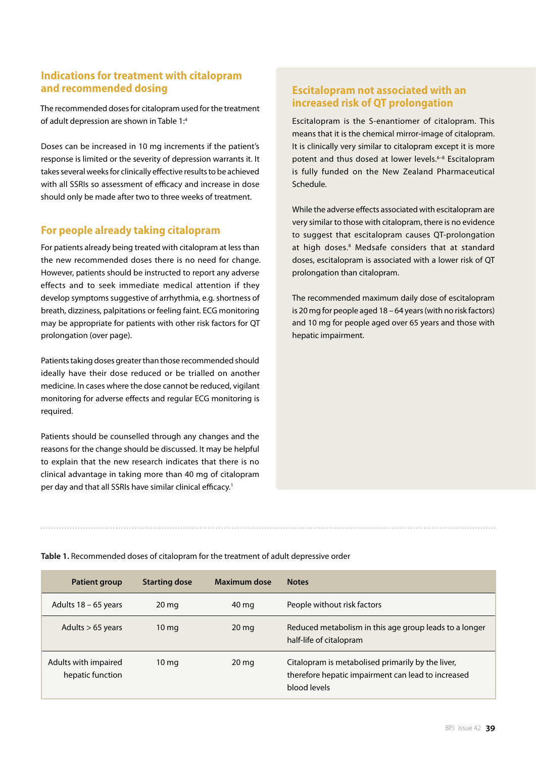## Indications for treatment with citalopram and recommended dosing

The recommended doses for citalopram used for the treatment of adult depression are shown in Table 1:[4]

Doses can be increased in 10 mg increments if the patient's response is limited or the severity of depression warrants it. It takes several weeks for clinically effective results to be achieved with all SSRIs so assessment of efficacy and increase in dose should only be made after two to three weeks of treatment.

## For people already taking citalopram

For patients already being treated with citalopram at less than the new recommended doses there is no need for change. However, patients should be instructed to report any adverse effects and to seek immediate medical attention if they develop symptoms suggestive of arrhythmia, e.g. shortness of breath, dizziness, palpitations or feeling faint. ECG monitoring may be appropriate for patients with other risk factors for QT prolongation (over page).

Patients taking doses greater than those recommended should ideally have their dose reduced or be trialled on another medicine. In cases where the dose cannot be reduced, vigilant monitoring for adverse effects and regular ECG monitoring is required.

Patients should be counselled through any changes and the reasons for the change should be discussed. It may be helpful to explain that the new research indicates that there is no clinical advantage in taking more than 40 mg of citalopram per day and that all SSRIs have similar clinical efficacy.[1]

## Escitalopram not associated with an increased risk of QT prolongation

Escitalopram is the S-enantiomer of citalopram. This means that it is the chemical mirror-image of citalopram. It is clinically very similar to citalopram except it is more potent and thus dosed at lower levels.[6–8] Escitalopram is fully funded on the New Zealand Pharmaceutical Schedule.

While the adverse effects associated with escitalopram are very similar to those with citalopram, there is no evidence to suggest that escitalopram causes QT-prolongation at high doses.[8] Medsafe considers that at standard doses, escitalopram is associated with a lower risk of QT prolongation than citalopram.

The recommended maximum daily dose of escitalopram is 20 mg for people aged 18 – 64 years (with no risk factors) and 10 mg for people aged over 65 years and those with hepatic impairment.

**Table 1.** Recommended doses of citalopram for the treatment of adult depressive order

| Patient group | Starting dose | Maximum dose | Notes |
|---|---|---|---|
| Adults 18 – 65 years | 20 mg | 40 mg | People without risk factors |
| Adults > 65 years | 10 mg | 20 mg | Reduced metabolism in this age group leads to a longer half-life of citalopram |
| Adults with impaired hepatic function | 10 mg | 20 mg | Citalopram is metabolised primarily by the liver, therefore hepatic impairment can lead to increased blood levels |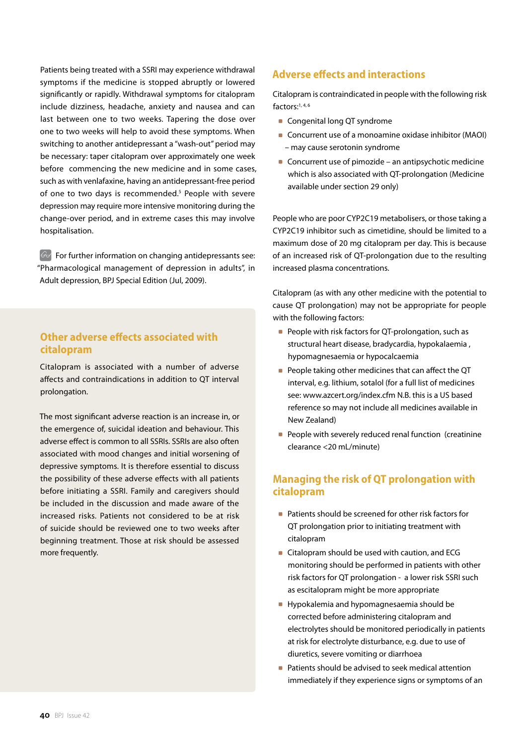Patients being treated with a SSRI may experience withdrawal symptoms if the medicine is stopped abruptly or lowered significantly or rapidly. Withdrawal symptoms for citalopram include dizziness, headache, anxiety and nausea and can last between one to two weeks. Tapering the dose over one to two weeks will help to avoid these symptoms. When switching to another antidepressant a "wash-out" period may be necessary: taper citalopram over approximately one week before commencing the new medicine and in some cases, such as with venlafaxine, having an antidepressant-free period of one to two days is recommended.[5] People with severe depression may require more intensive monitoring during the change-over period, and in extreme cases this may involve hospitalisation.

For further information on changing antidepressants see: "Pharmacological management of depression in adults", in Adult depression, BPJ Special Edition (Jul, 2009).

## Other adverse effects associated with citalopram

Citalopram is associated with a number of adverse affects and contraindications in addition to QT interval prolongation.

The most significant adverse reaction is an increase in, or the emergence of, suicidal ideation and behaviour. This adverse effect is common to all SSRIs. SSRIs are also often associated with mood changes and initial worsening of depressive symptoms. It is therefore essential to discuss the possibility of these adverse effects with all patients before initiating a SSRI. Family and caregivers should be included in the discussion and made aware of the increased risks. Patients not considered to be at risk of suicide should be reviewed one to two weeks after beginning treatment. Those at risk should be assessed more frequently.

## Adverse effects and interactions

Citalopram is contraindicated in people with the following risk factors:[1, 4, 6]

- Congenital long QT syndrome
- Concurrent use of a monoamine oxidase inhibitor (MAOI) – may cause serotonin syndrome
- Concurrent use of pimozide – an antipsychotic medicine which is also associated with QT-prolongation (Medicine available under section 29 only)

People who are poor CYP2C19 metabolisers, or those taking a CYP2C19 inhibitor such as cimetidine, should be limited to a maximum dose of 20 mg citalopram per day. This is because of an increased risk of QT-prolongation due to the resulting increased plasma concentrations.

Citalopram (as with any other medicine with the potential to cause QT prolongation) may not be appropriate for people with the following factors:

- People with risk factors for QT-prolongation, such as structural heart disease, bradycardia, hypokalaemia , hypomagnesaemia or hypocalcaemia
- People taking other medicines that can affect the QT interval, e.g. lithium, sotalol (for a full list of medicines see: www.azcert.org/index.cfm N.B. this is a US based reference so may not include all medicines available in New Zealand)
- People with severely reduced renal function (creatinine clearance <20 mL/minute)

## Managing the risk of QT prolongation with citalopram

- Patients should be screened for other risk factors for QT prolongation prior to initiating treatment with citalopram
- Citalopram should be used with caution, and ECG monitoring should be performed in patients with other risk factors for QT prolongation - a lower risk SSRI such as escitalopram might be more appropriate
- Hypokalemia and hypomagnesaemia should be corrected before administering citalopram and electrolytes should be monitored periodically in patients at risk for electrolyte disturbance, e.g. due to use of diuretics, severe vomiting or diarrhoea
- Patients should be advised to seek medical attention immediately if they experience signs or symptoms of an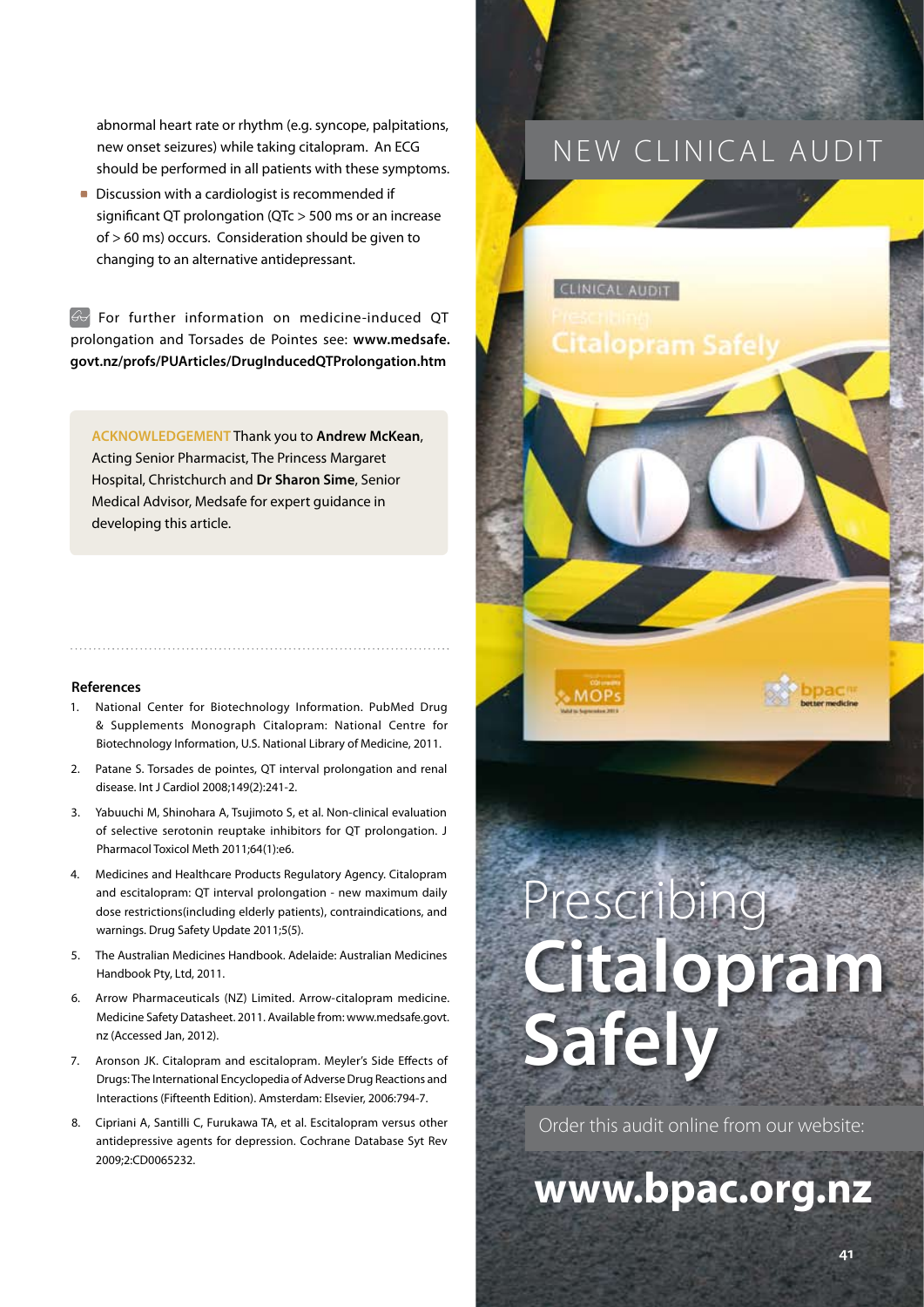abnormal heart rate or rhythm (e.g. syncope, palpitations, new onset seizures) while taking citalopram. An ECG should be performed in all patients with these symptoms.

- Discussion with a cardiologist is recommended if significant QT prolongation (QTc > 500 ms or an increase of > 60 ms) occurs. Consideration should be given to changing to an alternative antidepressant.

For further information on medicine-induced QT prolongation and Torsades de Pointes see: **www.medsafe.govt.nz/profs/PUArticles/DrugInducedQTProlongation.htm**

**ACKNOWLEDGEMENT** Thank you to **Andrew McKean**, Acting Senior Pharmacist, The Princess Margaret Hospital, Christchurch and **Dr Sharon Sime**, Senior Medical Advisor, Medsafe for expert guidance in developing this article.

### References

1. National Center for Biotechnology Information. PubMed Drug & Supplements Monograph Citalopram: National Centre for Biotechnology Information, U.S. National Library of Medicine, 2011.
2. Patane S. Torsades de pointes, QT interval prolongation and renal disease. Int J Cardiol 2008;149(2):241-2.
3. Yabuuchi M, Shinohara A, Tsujimoto S, et al. Non-clinical evaluation of selective serotonin reuptake inhibitors for QT prolongation. J Pharmacol Toxicol Meth 2011;64(1):e6.
4. Medicines and Healthcare Products Regulatory Agency. Citalopram and escitalopram: QT interval prolongation - new maximum daily dose restrictions(including elderly patients), contraindications, and warnings. Drug Safety Update 2011;5(5).
5. The Australian Medicines Handbook. Adelaide: Australian Medicines Handbook Pty, Ltd, 2011.
6. Arrow Pharmaceuticals (NZ) Limited. Arrow-citalopram medicine. Medicine Safety Datasheet. 2011. Available from: www.medsafe.govt.nz (Accessed Jan, 2012).
7. Aronson JK. Citalopram and escitalopram. Meyler's Side Effects of Drugs: The International Encyclopedia of Adverse Drug Reactions and Interactions (Fifteenth Edition). Amsterdam: Elsevier, 2006:794-7.
8. Cipriani A, Santilli C, Furukawa TA, et al. Escitalopram versus other antidepressive agents for depression. Cochrane Database Syt Rev 2009;2:CD0065232.

NEW CLINICAL AUDIT

Prescribing **Citalopram Safely**

Order this audit online from our website:

**www.bpac.org.nz**